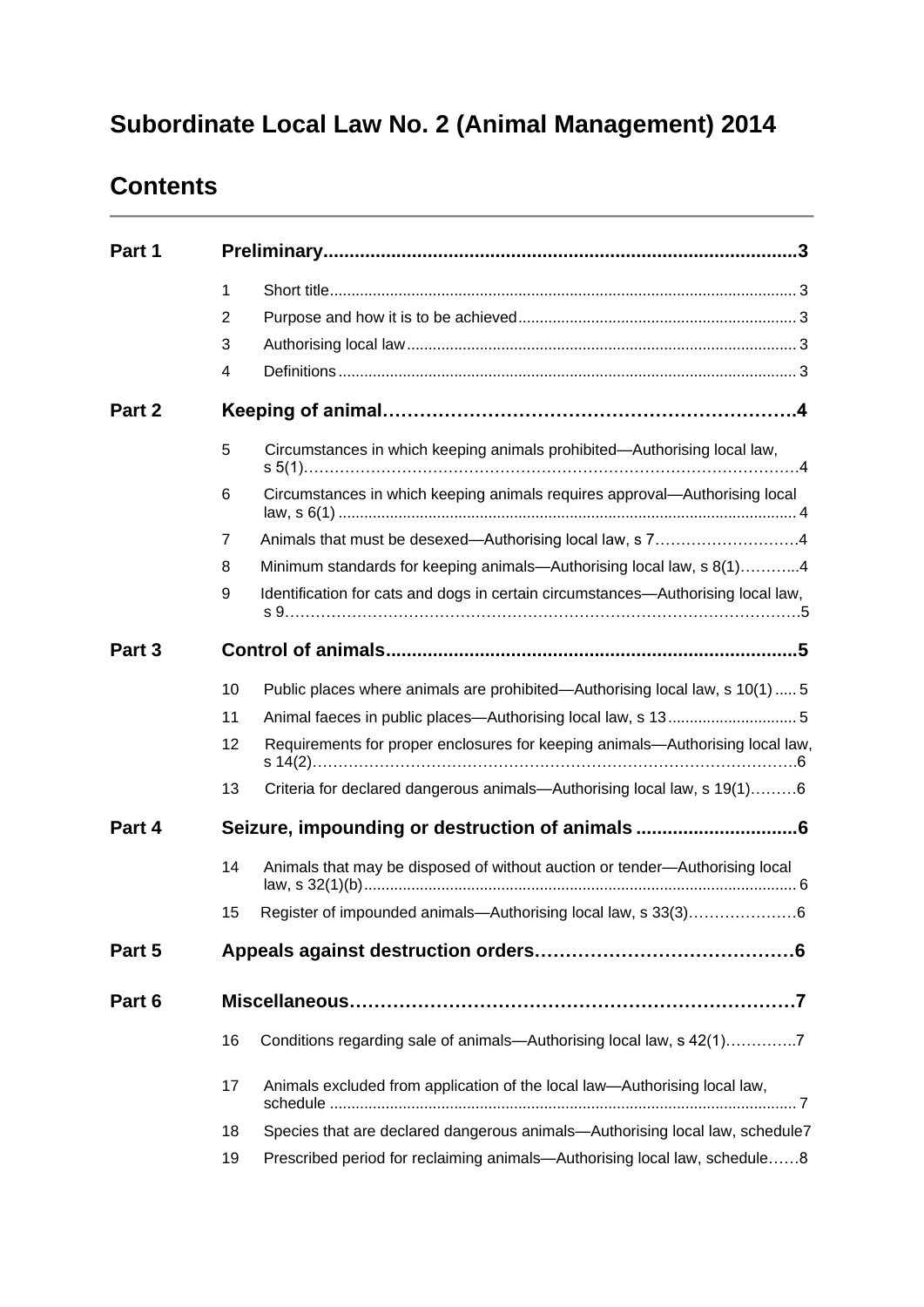# Subordinate Local Law No. 2 (Animal Management) 2014

## Contents

| | | | |
|---|---|---|---|
| **Part 1** | **Preliminary** | | **3** |
| | 1 | Short title | 3 |
| | 2 | Purpose and how it is to be achieved | 3 |
| | 3 | Authorising local law | 3 |
| | 4 | Definitions | 3 |
| **Part 2** | **Keeping of animal** | | **4** |
| | 5 | Circumstances in which keeping animals prohibited—Authorising local law, s 5(1) | 4 |
| | 6 | Circumstances in which keeping animals requires approval—Authorising local law, s 6(1) | 4 |
| | 7 | Animals that must be desexed—Authorising local law, s 7 | 4 |
| | 8 | Minimum standards for keeping animals—Authorising local law, s 8(1) | 4 |
| | 9 | Identification for cats and dogs in certain circumstances—Authorising local law, s 9 | 5 |
| **Part 3** | **Control of animals** | | **5** |
| | 10 | Public places where animals are prohibited—Authorising local law, s 10(1) | 5 |
| | 11 | Animal faeces in public places—Authorising local law, s 13 | 5 |
| | 12 | Requirements for proper enclosures for keeping animals—Authorising local law, s 14(2) | 6 |
| | 13 | Criteria for declared dangerous animals—Authorising local law, s 19(1) | 6 |
| **Part 4** | **Seizure, impounding or destruction of animals** | | **6** |
| | 14 | Animals that may be disposed of without auction or tender—Authorising local law, s 32(1)(b) | 6 |
| | 15 | Register of impounded animals—Authorising local law, s 33(3) | 6 |
| **Part 5** | **Appeals against destruction orders** | | **6** |
| **Part 6** | **Miscellaneous** | | **7** |
| | 16 | Conditions regarding sale of animals—Authorising local law, s 42(1) | 7 |
| | 17 | Animals excluded from application of the local law—Authorising local law, schedule | 7 |
| | 18 | Species that are declared dangerous animals—Authorising local law, schedule | 7 |
| | 19 | Prescribed period for reclaiming animals—Authorising local law, schedule | 8 |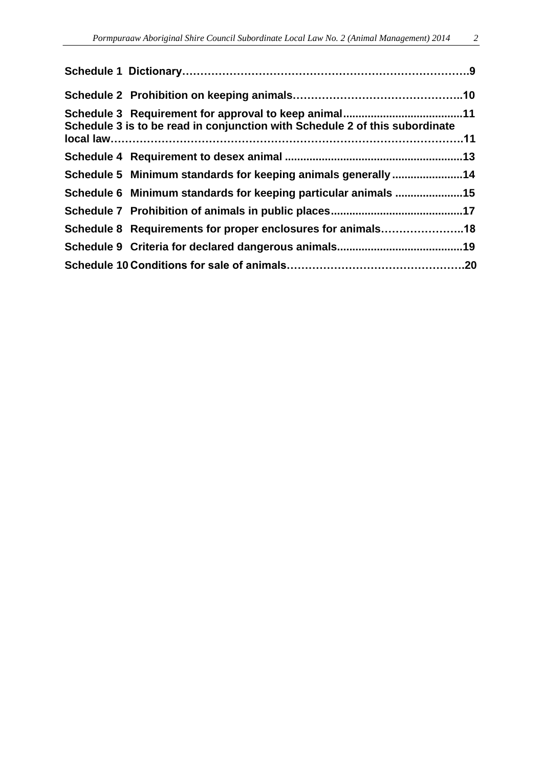**Schedule 1 Dictionary……………………………………………………………………9**

**Schedule 2 Prohibition on keeping animals………………………………………..10**

**Schedule 3 Requirement for approval to keep animal.......................................11**
**Schedule 3 is to be read in conjunction with Schedule 2 of this subordinate local law……………………………………………………………………………………11**

**Schedule 4 Requirement to desex animal .........................................................13**

**Schedule 5 Minimum standards for keeping animals generally .......................14**

**Schedule 6 Minimum standards for keeping particular animals ......................15**

**Schedule 7 Prohibition of animals in public places...........................................17**

**Schedule 8 Requirements for proper enclosures for animals…………………..18**

**Schedule 9 Criteria for declared dangerous animals.........................................19**

**Schedule 10 Conditions for sale of animals…………………………………………20**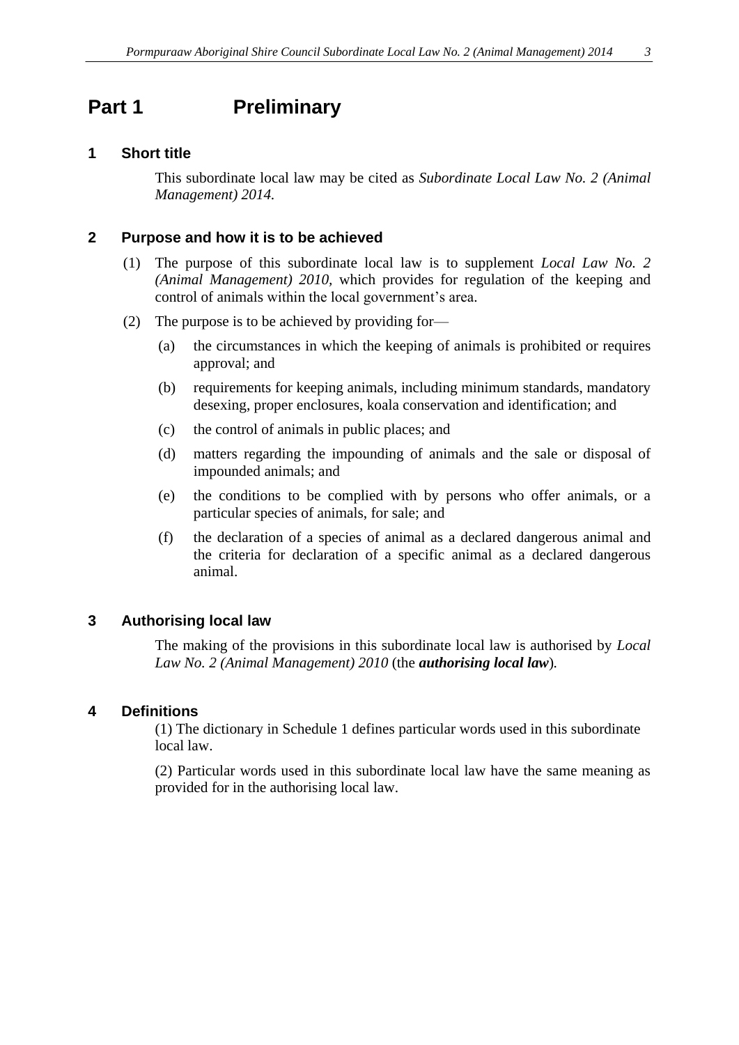# Part 1 Preliminary

## 1 Short title

This subordinate local law may be cited as *Subordinate Local Law No. 2 (Animal Management) 2014.*

## 2 Purpose and how it is to be achieved

(1) The purpose of this subordinate local law is to supplement *Local Law No. 2 (Animal Management) 2010*, which provides for regulation of the keeping and control of animals within the local government's area.

(2) The purpose is to be achieved by providing for—

(a) the circumstances in which the keeping of animals is prohibited or requires approval; and

(b) requirements for keeping animals, including minimum standards, mandatory desexing, proper enclosures, koala conservation and identification; and

(c) the control of animals in public places; and

(d) matters regarding the impounding of animals and the sale or disposal of impounded animals; and

(e) the conditions to be complied with by persons who offer animals, or a particular species of animals, for sale; and

(f) the declaration of a species of animal as a declared dangerous animal and the criteria for declaration of a specific animal as a declared dangerous animal.

## 3 Authorising local law

The making of the provisions in this subordinate local law is authorised by *Local Law No. 2 (Animal Management) 2010* (the ***authorising local law***).

## 4 Definitions

(1) The dictionary in Schedule 1 defines particular words used in this subordinate local law.

(2) Particular words used in this subordinate local law have the same meaning as provided for in the authorising local law.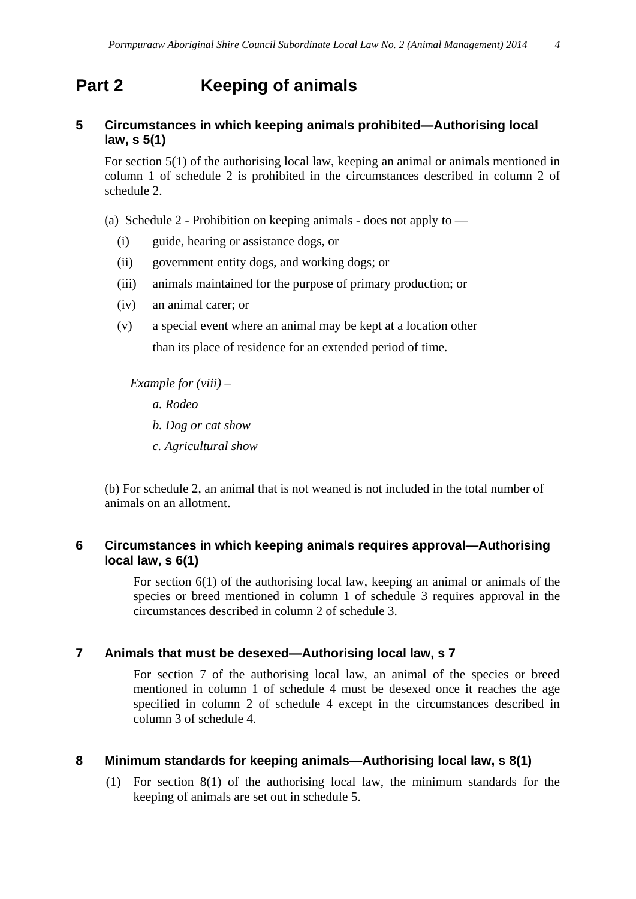# Part 2 Keeping of animals

## 5 Circumstances in which keeping animals prohibited—Authorising local law, s 5(1)

For section 5(1) of the authorising local law, keeping an animal or animals mentioned in column 1 of schedule 2 is prohibited in the circumstances described in column 2 of schedule 2.

(a) Schedule 2 - Prohibition on keeping animals - does not apply to —

- (i) guide, hearing or assistance dogs, or
- (ii) government entity dogs, and working dogs; or
- (iii) animals maintained for the purpose of primary production; or
- (iv) an animal carer; or
- (v) a special event where an animal may be kept at a location other than its place of residence for an extended period of time.

*Example for (viii) –*

*a. Rodeo*

*b. Dog or cat show*

*c. Agricultural show*

(b) For schedule 2, an animal that is not weaned is not included in the total number of animals on an allotment.

## 6 Circumstances in which keeping animals requires approval—Authorising local law, s 6(1)

For section 6(1) of the authorising local law, keeping an animal or animals of the species or breed mentioned in column 1 of schedule 3 requires approval in the circumstances described in column 2 of schedule 3.

## 7 Animals that must be desexed—Authorising local law, s 7

For section 7 of the authorising local law, an animal of the species or breed mentioned in column 1 of schedule 4 must be desexed once it reaches the age specified in column 2 of schedule 4 except in the circumstances described in column 3 of schedule 4.

## 8 Minimum standards for keeping animals—Authorising local law, s 8(1)

(1) For section 8(1) of the authorising local law, the minimum standards for the keeping of animals are set out in schedule 5.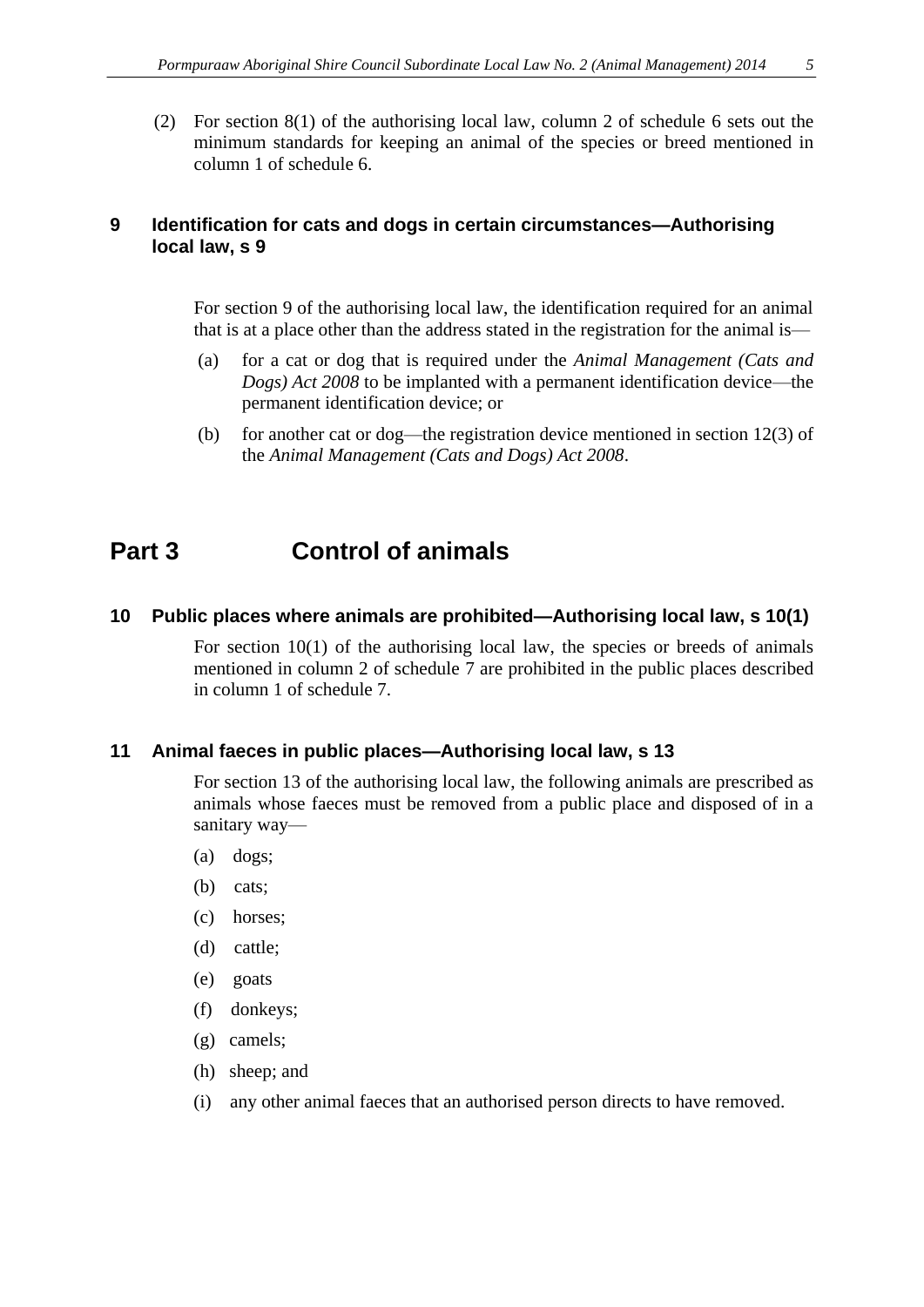(2) For section 8(1) of the authorising local law, column 2 of schedule 6 sets out the minimum standards for keeping an animal of the species or breed mentioned in column 1 of schedule 6.

### 9 Identification for cats and dogs in certain circumstances—Authorising local law, s 9

For section 9 of the authorising local law, the identification required for an animal that is at a place other than the address stated in the registration for the animal is—

(a) for a cat or dog that is required under the *Animal Management (Cats and Dogs) Act 2008* to be implanted with a permanent identification device—the permanent identification device; or

(b) for another cat or dog—the registration device mentioned in section 12(3) of the *Animal Management (Cats and Dogs) Act 2008*.

## Part 3 Control of animals

### 10 Public places where animals are prohibited—Authorising local law, s 10(1)

For section 10(1) of the authorising local law, the species or breeds of animals mentioned in column 2 of schedule 7 are prohibited in the public places described in column 1 of schedule 7.

### 11 Animal faeces in public places—Authorising local law, s 13

For section 13 of the authorising local law, the following animals are prescribed as animals whose faeces must be removed from a public place and disposed of in a sanitary way—

(a) dogs;

(b) cats;

(c) horses;

(d) cattle;

(e) goats

(f) donkeys;

(g) camels;

(h) sheep; and

(i) any other animal faeces that an authorised person directs to have removed.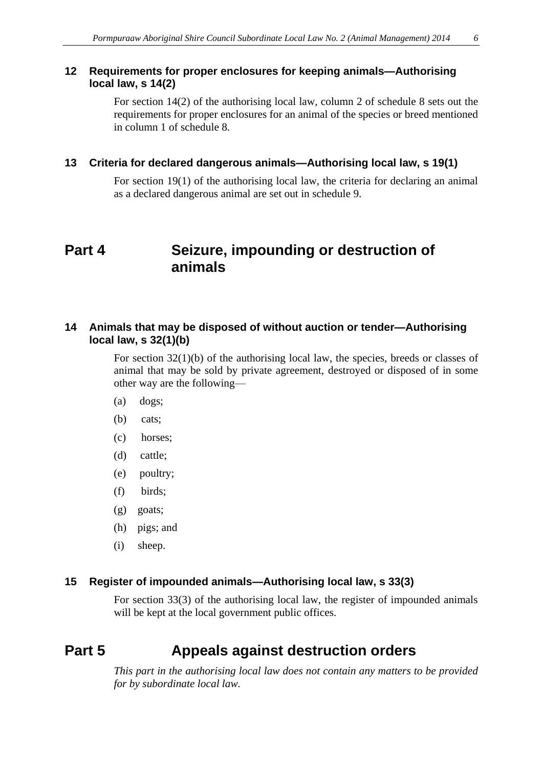### 12 Requirements for proper enclosures for keeping animals—Authorising local law, s 14(2)

For section 14(2) of the authorising local law, column 2 of schedule 8 sets out the requirements for proper enclosures for an animal of the species or breed mentioned in column 1 of schedule 8.

### 13 Criteria for declared dangerous animals—Authorising local law, s 19(1)

For section 19(1) of the authorising local law, the criteria for declaring an animal as a declared dangerous animal are set out in schedule 9.

## Part 4 Seizure, impounding or destruction of animals

### 14 Animals that may be disposed of without auction or tender—Authorising local law, s 32(1)(b)

For section 32(1)(b) of the authorising local law, the species, breeds or classes of animal that may be sold by private agreement, destroyed or disposed of in some other way are the following—

(a) dogs;

(b) cats;

(c) horses;

(d) cattle;

(e) poultry;

(f) birds;

(g) goats;

(h) pigs; and

(i) sheep.

### 15 Register of impounded animals—Authorising local law, s 33(3)

For section 33(3) of the authorising local law, the register of impounded animals will be kept at the local government public offices.

## Part 5 Appeals against destruction orders

*This part in the authorising local law does not contain any matters to be provided for by subordinate local law.*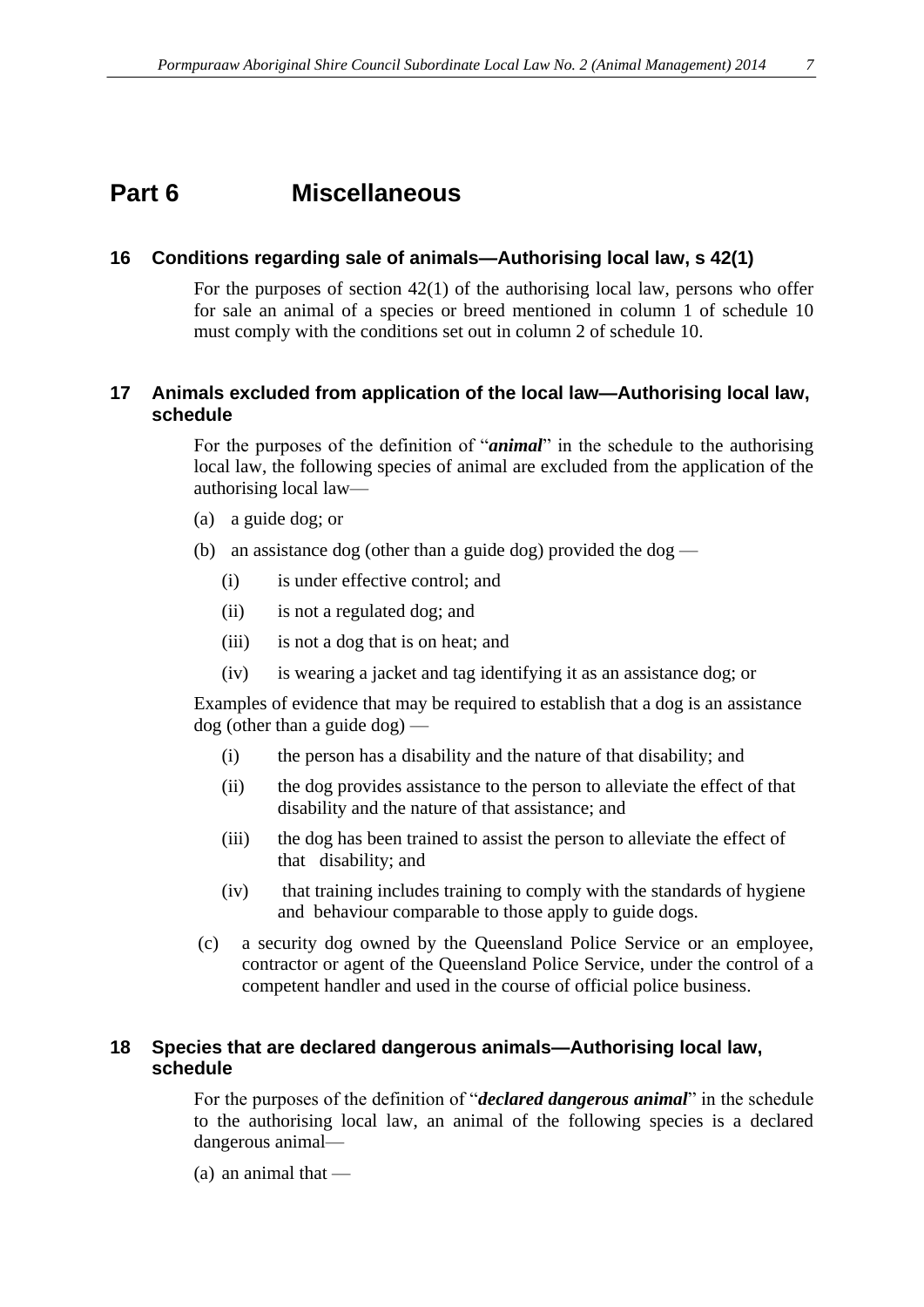# Part 6 Miscellaneous

## 16 Conditions regarding sale of animals—Authorising local law, s 42(1)

For the purposes of section 42(1) of the authorising local law, persons who offer for sale an animal of a species or breed mentioned in column 1 of schedule 10 must comply with the conditions set out in column 2 of schedule 10.

## 17 Animals excluded from application of the local law—Authorising local law, schedule

For the purposes of the definition of "***animal***" in the schedule to the authorising local law, the following species of animal are excluded from the application of the authorising local law—

(a) a guide dog; or

(b) an assistance dog (other than a guide dog) provided the dog —

(i) is under effective control; and

(ii) is not a regulated dog; and

(iii) is not a dog that is on heat; and

(iv) is wearing a jacket and tag identifying it as an assistance dog; or

Examples of evidence that may be required to establish that a dog is an assistance dog (other than a guide dog) —

(i) the person has a disability and the nature of that disability; and

(ii) the dog provides assistance to the person to alleviate the effect of that disability and the nature of that assistance; and

(iii) the dog has been trained to assist the person to alleviate the effect of that disability; and

(iv) that training includes training to comply with the standards of hygiene and behaviour comparable to those apply to guide dogs.

(c) a security dog owned by the Queensland Police Service or an employee, contractor or agent of the Queensland Police Service, under the control of a competent handler and used in the course of official police business.

## 18 Species that are declared dangerous animals—Authorising local law, schedule

For the purposes of the definition of "***declared dangerous animal***" in the schedule to the authorising local law, an animal of the following species is a declared dangerous animal—

(a) an animal that —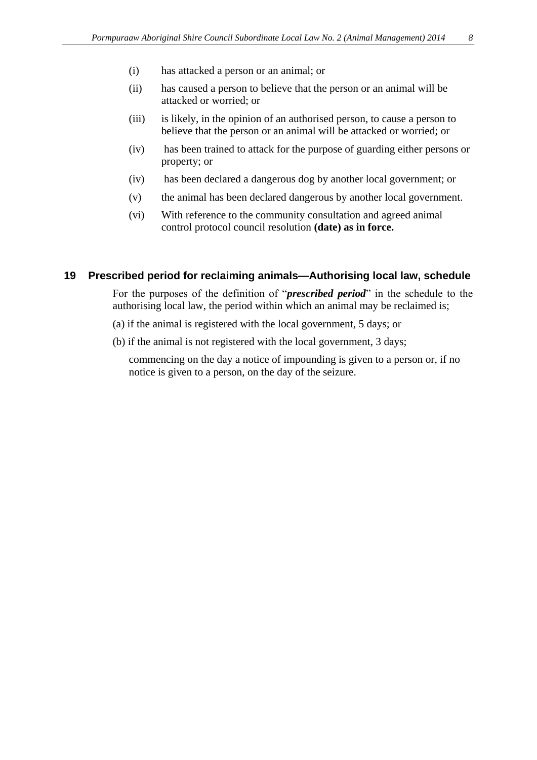(i) has attacked a person or an animal; or

(ii) has caused a person to believe that the person or an animal will be attacked or worried; or

(iii) is likely, in the opinion of an authorised person, to cause a person to believe that the person or an animal will be attacked or worried; or

(iv) has been trained to attack for the purpose of guarding either persons or property; or

(iv) has been declared a dangerous dog by another local government; or

(v) the animal has been declared dangerous by another local government.

(vi) With reference to the community consultation and agreed animal control protocol council resolution **(date) as in force.**

## 19 Prescribed period for reclaiming animals—Authorising local law, schedule

For the purposes of the definition of "***prescribed period***" in the schedule to the authorising local law, the period within which an animal may be reclaimed is;

(a) if the animal is registered with the local government, 5 days; or

(b) if the animal is not registered with the local government, 3 days;

commencing on the day a notice of impounding is given to a person or, if no notice is given to a person, on the day of the seizure.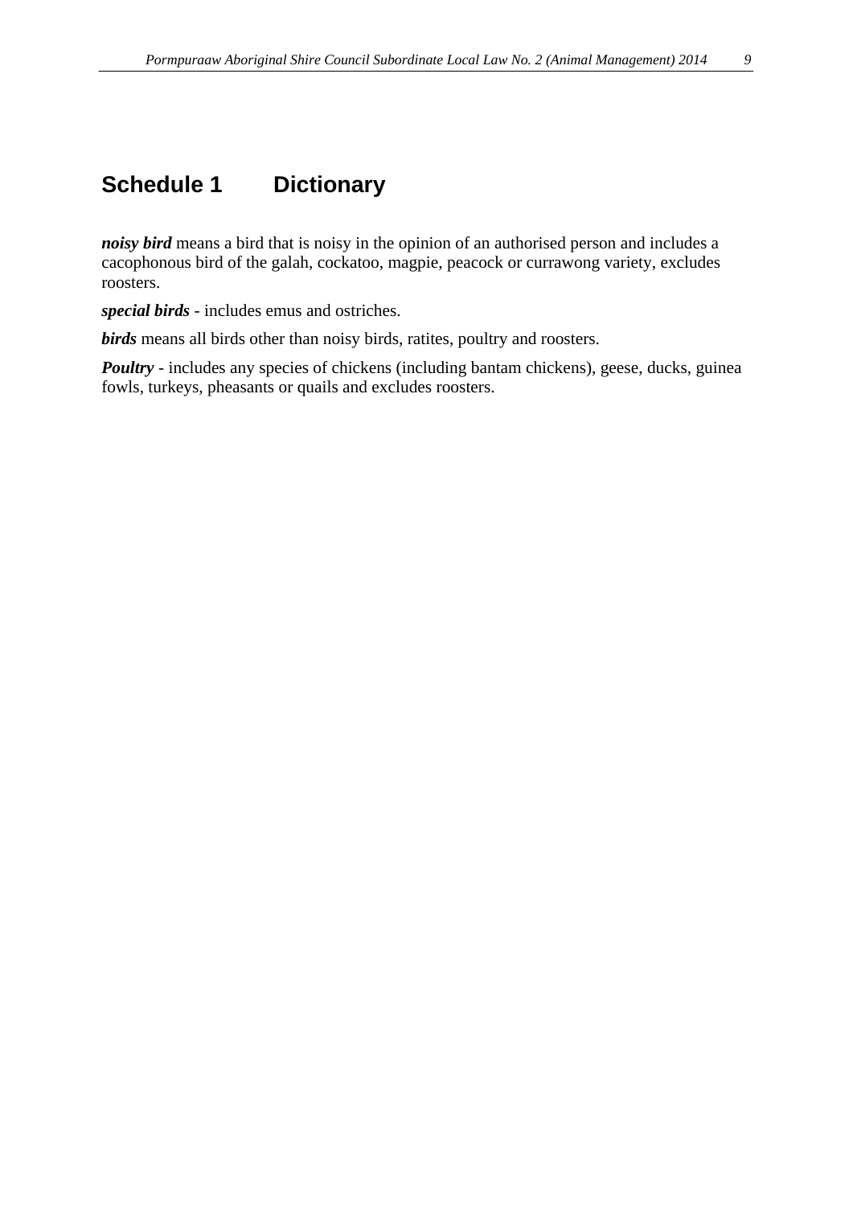# Schedule 1 Dictionary

***noisy bird*** means a bird that is noisy in the opinion of an authorised person and includes a cacophonous bird of the galah, cockatoo, magpie, peacock or currawong variety, excludes roosters.

***special birds*** - includes emus and ostriches.

***birds*** means all birds other than noisy birds, ratites, poultry and roosters.

***Poultry*** - includes any species of chickens (including bantam chickens), geese, ducks, guinea fowls, turkeys, pheasants or quails and excludes roosters.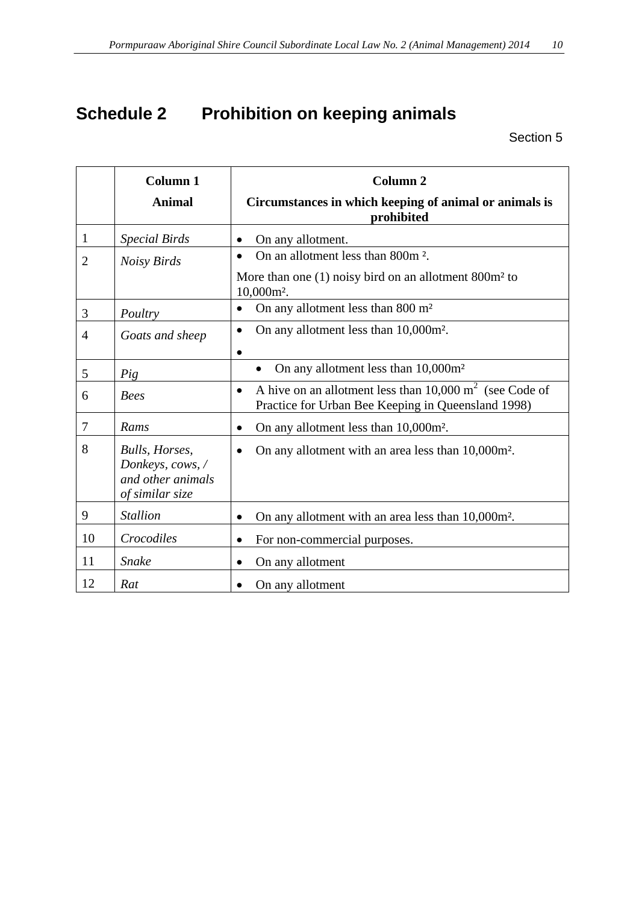# Schedule 2 Prohibition on keeping animals

Section 5

| | Column 1<br>Animal | Column 2<br>Circumstances in which keeping of animal or animals is prohibited |
|---|---|---|
| 1 | *Special Birds* | • On any allotment. |
| 2 | *Noisy Birds* | • On an allotment less than 800m ².<br>More than one (1) noisy bird on an allotment 800m² to 10,000m². |
| 3 | *Poultry* | • On any allotment less than 800 m² |
| 4 | *Goats and sheep* | • On any allotment less than 10,000m².<br>• |
| 5 | *Pig* | • On any allotment less than 10,000m² |
| 6 | *Bees* | • A hive on an allotment less than 10,000 $m^2$ (see Code of Practice for Urban Bee Keeping in Queensland 1998) |
| 7 | *Rams* | • On any allotment less than 10,000m². |
| 8 | *Bulls, Horses, Donkeys, cows, / and other animals of similar size* | • On any allotment with an area less than 10,000m². |
| 9 | *Stallion* | • On any allotment with an area less than 10,000m². |
| 10 | *Crocodiles* | • For non-commercial purposes. |
| 11 | *Snake* | • On any allotment |
| 12 | *Rat* | • On any allotment |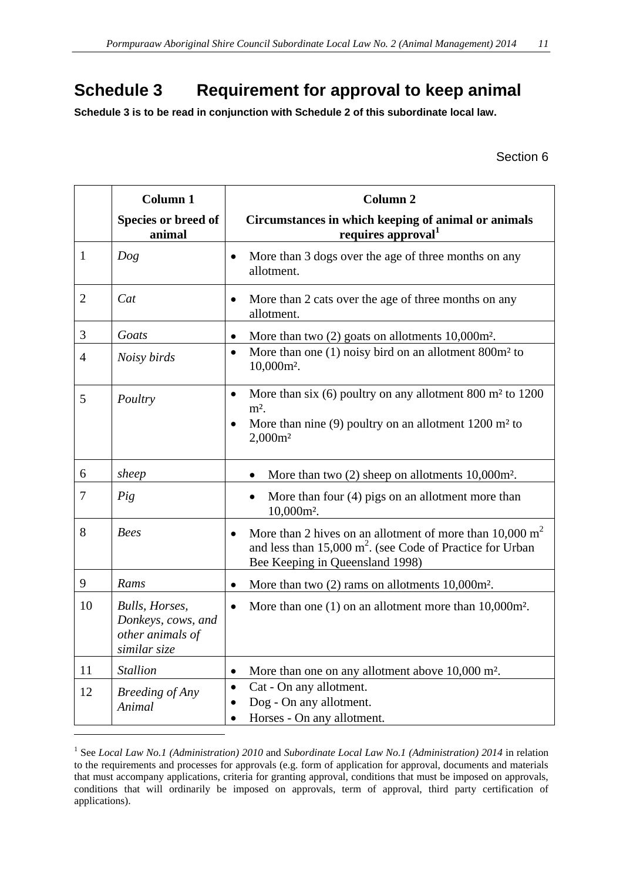# Schedule 3 Requirement for approval to keep animal

**Schedule 3 is to be read in conjunction with Schedule 2 of this subordinate local law.**

Section 6

| | **Column 1**<br>**Species or breed of animal** | **Column 2**<br>**Circumstances in which keeping of animal or animals requires approval**[1] |
|---|---|---|
| 1 | *Dog* | • More than 3 dogs over the age of three months on any allotment. |
| 2 | *Cat* | • More than 2 cats over the age of three months on any allotment. |
| 3 | *Goats* | • More than two (2) goats on allotments 10,000m². |
| 4 | *Noisy birds* | • More than one (1) noisy bird on an allotment 800m² to 10,000m². |
| 5 | *Poultry* | • More than six (6) poultry on any allotment 800 m² to 1200 m².<br>• More than nine (9) poultry on an allotment 1200 m² to 2,000m² |
| 6 | *sheep* | • More than two (2) sheep on allotments 10,000m². |
| 7 | *Pig* | • More than four (4) pigs on an allotment more than 10,000m². |
| 8 | *Bees* | • More than 2 hives on an allotment of more than 10,000 m² and less than 15,000 m². (see Code of Practice for Urban Bee Keeping in Queensland 1998) |
| 9 | *Rams* | • More than two (2) rams on allotments 10,000m². |
| 10 | *Bulls, Horses, Donkeys, cows, and other animals of similar size* | • More than one (1) on an allotment more than 10,000m². |
| 11 | *Stallion* | • More than one on any allotment above 10,000 m². |
| 12 | *Breeding of Any Animal* | • Cat - On any allotment.<br>• Dog - On any allotment.<br>• Horses - On any allotment. |

[1] See *Local Law No.1 (Administration) 2010* and *Subordinate Local Law No.1 (Administration) 2014* in relation to the requirements and processes for approvals (e.g. form of application for approval, documents and materials that must accompany applications, criteria for granting approval, conditions that must be imposed on approvals, conditions that will ordinarily be imposed on approvals, term of approval, third party certification of applications).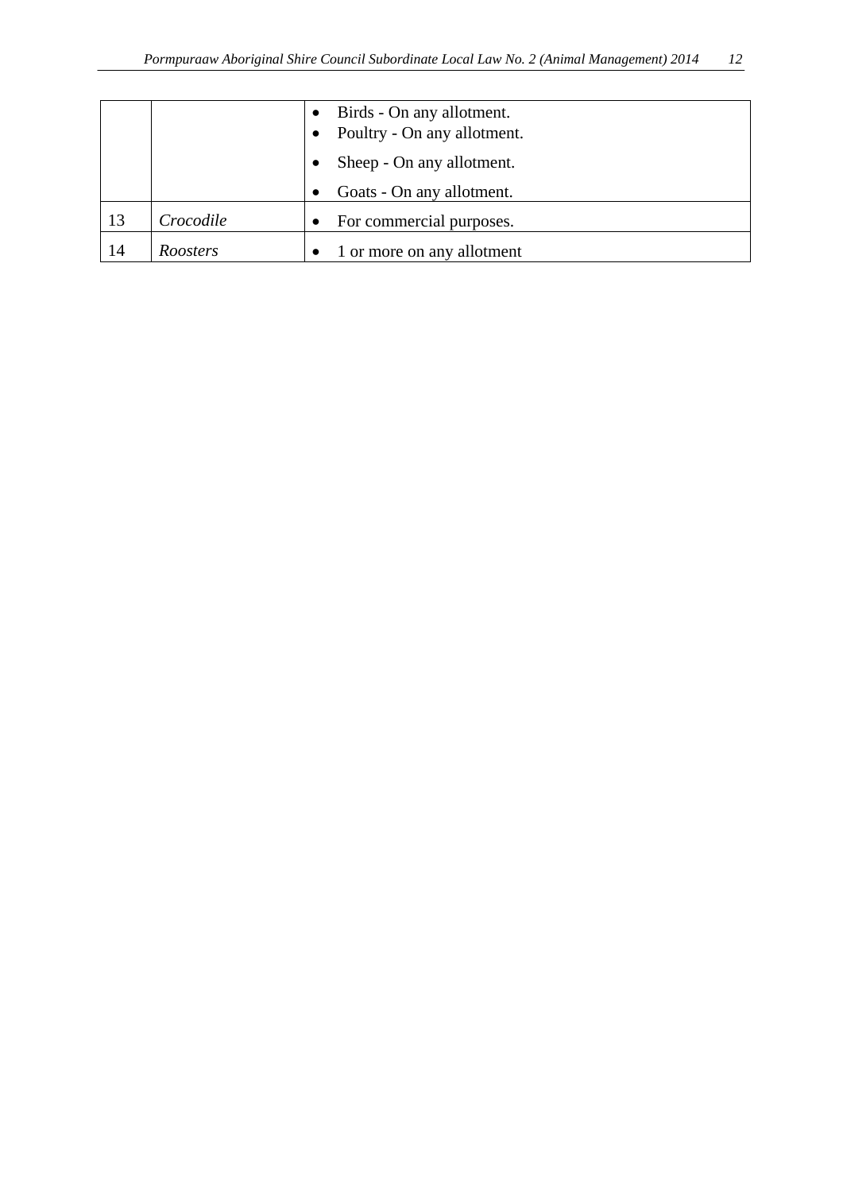| | | |
|---|---|---|
| | | • Birds - On any allotment.<br>• Poultry - On any allotment.<br>• Sheep - On any allotment.<br>• Goats - On any allotment. |
| 13 | *Crocodile* | • For commercial purposes. |
| 14 | *Roosters* | • 1 or more on any allotment |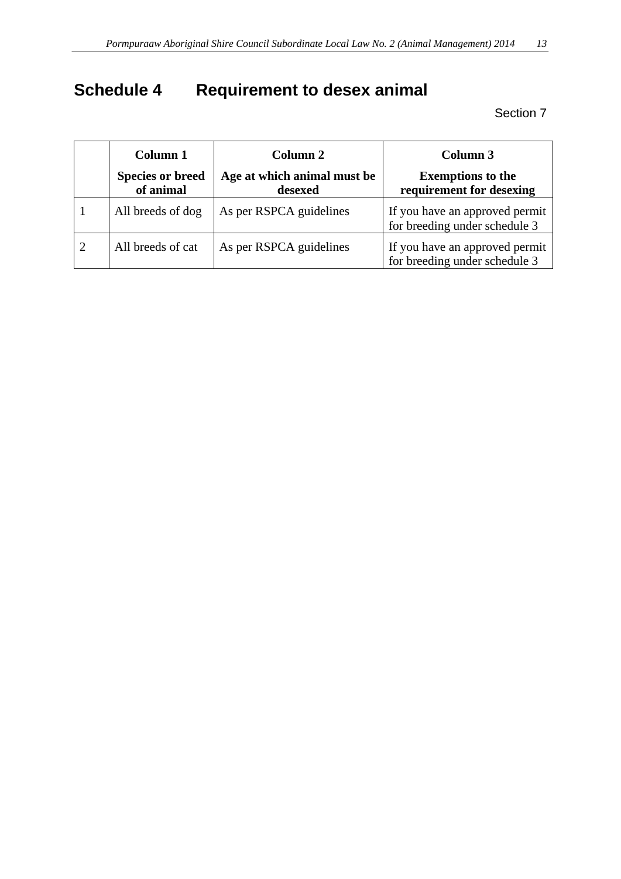# Schedule 4 Requirement to desex animal

Section 7

| | Column 1<br>Species or breed of animal | Column 2<br>Age at which animal must be desexed | Column 3<br>Exemptions to the requirement for desexing |
|---|---|---|---|
| 1 | All breeds of dog | As per RSPCA guidelines | If you have an approved permit for breeding under schedule 3 |
| 2 | All breeds of cat | As per RSPCA guidelines | If you have an approved permit for breeding under schedule 3 |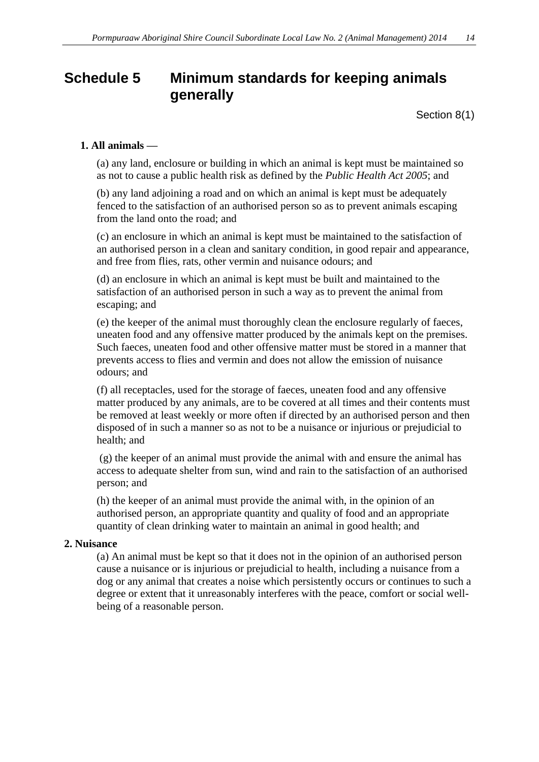# Schedule 5 Minimum standards for keeping animals generally

Section 8(1)

**1. All animals** —

(a) any land, enclosure or building in which an animal is kept must be maintained so as not to cause a public health risk as defined by the *Public Health Act 2005*; and

(b) any land adjoining a road and on which an animal is kept must be adequately fenced to the satisfaction of an authorised person so as to prevent animals escaping from the land onto the road; and

(c) an enclosure in which an animal is kept must be maintained to the satisfaction of an authorised person in a clean and sanitary condition, in good repair and appearance, and free from flies, rats, other vermin and nuisance odours; and

(d) an enclosure in which an animal is kept must be built and maintained to the satisfaction of an authorised person in such a way as to prevent the animal from escaping; and

(e) the keeper of the animal must thoroughly clean the enclosure regularly of faeces, uneaten food and any offensive matter produced by the animals kept on the premises. Such faeces, uneaten food and other offensive matter must be stored in a manner that prevents access to flies and vermin and does not allow the emission of nuisance odours; and

(f) all receptacles, used for the storage of faeces, uneaten food and any offensive matter produced by any animals, are to be covered at all times and their contents must be removed at least weekly or more often if directed by an authorised person and then disposed of in such a manner so as not to be a nuisance or injurious or prejudicial to health; and

(g) the keeper of an animal must provide the animal with and ensure the animal has access to adequate shelter from sun, wind and rain to the satisfaction of an authorised person; and

(h) the keeper of an animal must provide the animal with, in the opinion of an authorised person, an appropriate quantity and quality of food and an appropriate quantity of clean drinking water to maintain an animal in good health; and

**2. Nuisance**

(a) An animal must be kept so that it does not in the opinion of an authorised person cause a nuisance or is injurious or prejudicial to health, including a nuisance from a dog or any animal that creates a noise which persistently occurs or continues to such a degree or extent that it unreasonably interferes with the peace, comfort or social well-being of a reasonable person.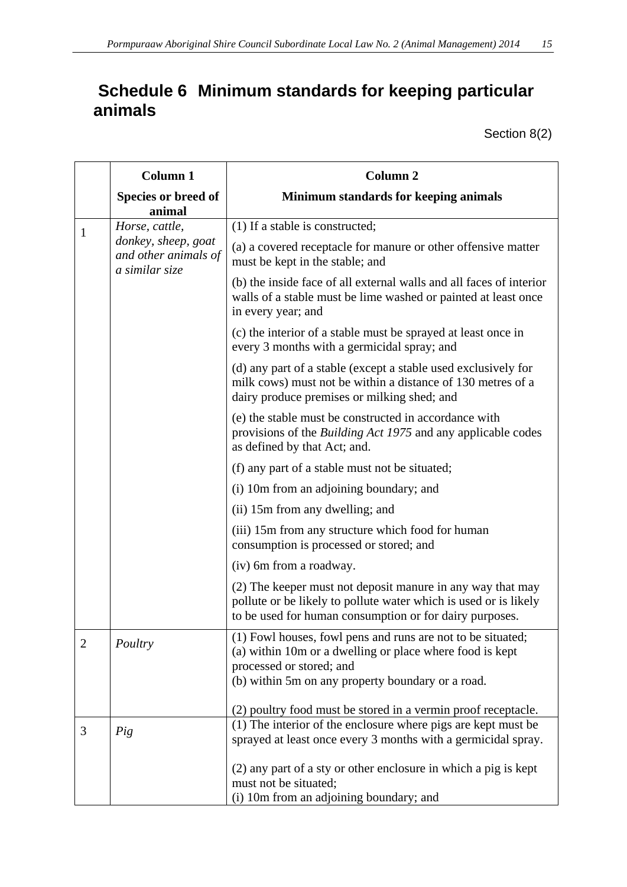# Schedule 6 Minimum standards for keeping particular animals

Section 8(2)

| | Column 1<br>Species or breed of animal | Column 2<br>Minimum standards for keeping animals |
|---|---|---|
| 1 | *Horse, cattle, donkey, sheep, goat and other animals of a similar size* | (1) If a stable is constructed;<br>(a) a covered receptacle for manure or other offensive matter must be kept in the stable; and<br>(b) the inside face of all external walls and all faces of interior walls of a stable must be lime washed or painted at least once in every year; and<br>(c) the interior of a stable must be sprayed at least once in every 3 months with a germicidal spray; and<br>(d) any part of a stable (except a stable used exclusively for milk cows) must not be within a distance of 130 metres of a dairy produce premises or milking shed; and<br>(e) the stable must be constructed in accordance with provisions of the *Building Act 1975* and any applicable codes as defined by that Act; and.<br>(f) any part of a stable must not be situated;<br>(i) 10m from an adjoining boundary; and<br>(ii) 15m from any dwelling; and<br>(iii) 15m from any structure which food for human consumption is processed or stored; and<br>(iv) 6m from a roadway.<br>(2) The keeper must not deposit manure in any way that may pollute or be likely to pollute water which is used or is likely to be used for human consumption or for dairy purposes. |
| 2 | *Poultry* | (1) Fowl houses, fowl pens and runs are not to be situated;<br>(a) within 10m or a dwelling or place where food is kept processed or stored; and<br>(b) within 5m on any property boundary or a road.<br><br>(2) poultry food must be stored in a vermin proof receptacle. |
| 3 | *Pig* | (1) The interior of the enclosure where pigs are kept must be sprayed at least once every 3 months with a germicidal spray.<br><br>(2) any part of a sty or other enclosure in which a pig is kept must not be situated;<br>(i) 10m from an adjoining boundary; and |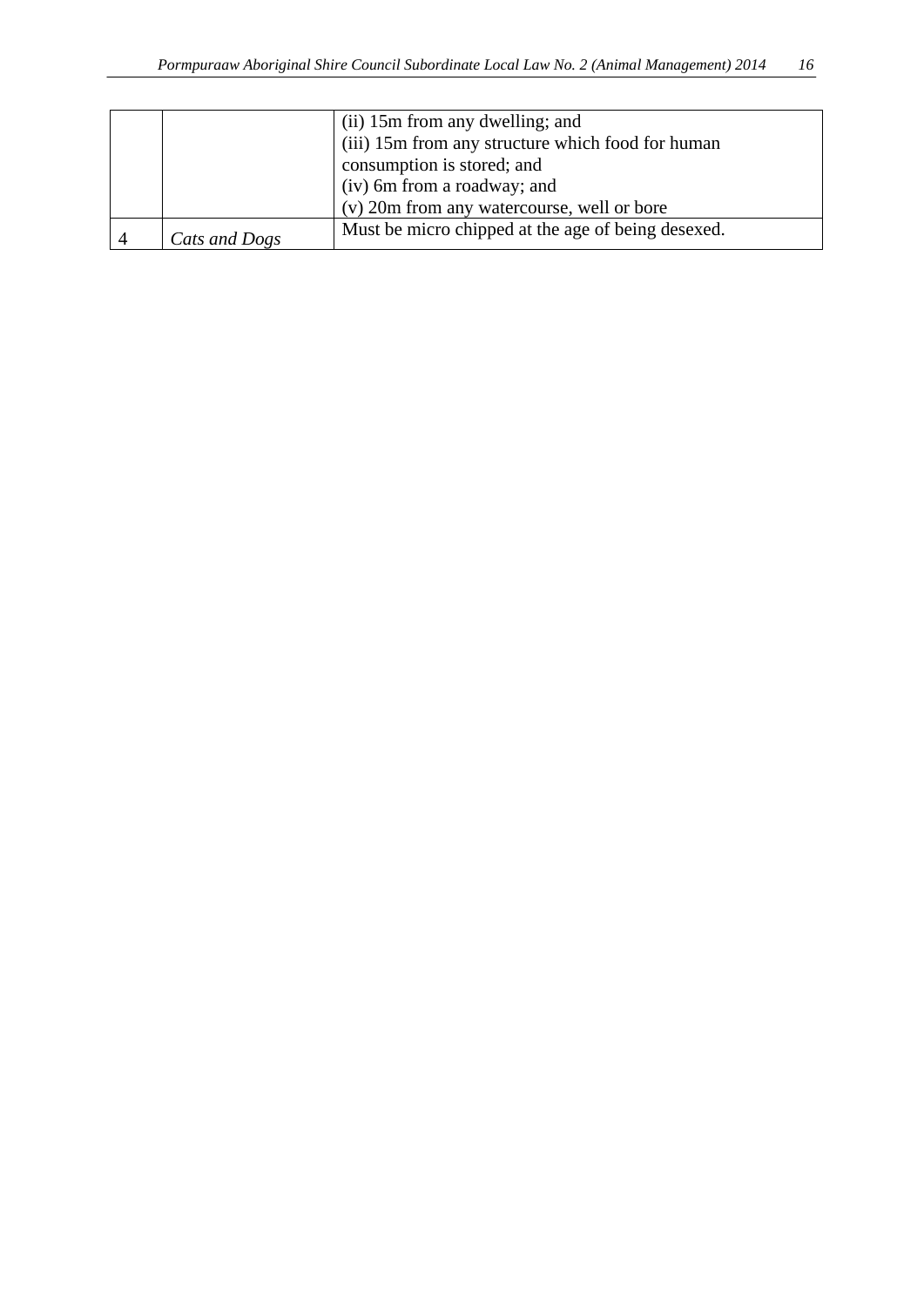| | | |
|---|---|---|
| | | (ii) 15m from any dwelling; and<br>(iii) 15m from any structure which food for human consumption is stored; and<br>(iv) 6m from a roadway; and<br>(v) 20m from any watercourse, well or bore |
| 4 | *Cats and Dogs* | Must be micro chipped at the age of being desexed. |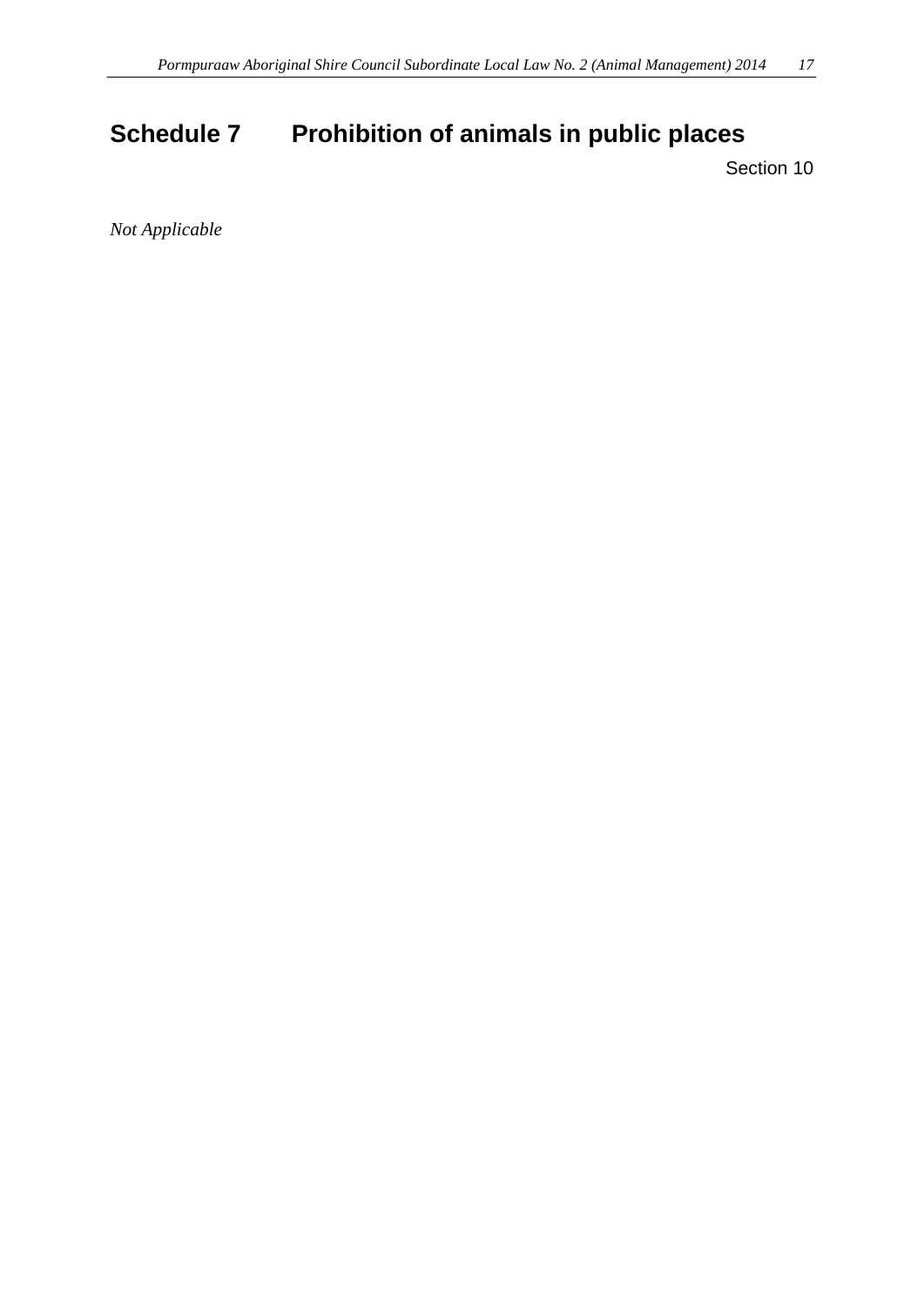# Schedule 7 Prohibition of animals in public places

Section 10

*Not Applicable*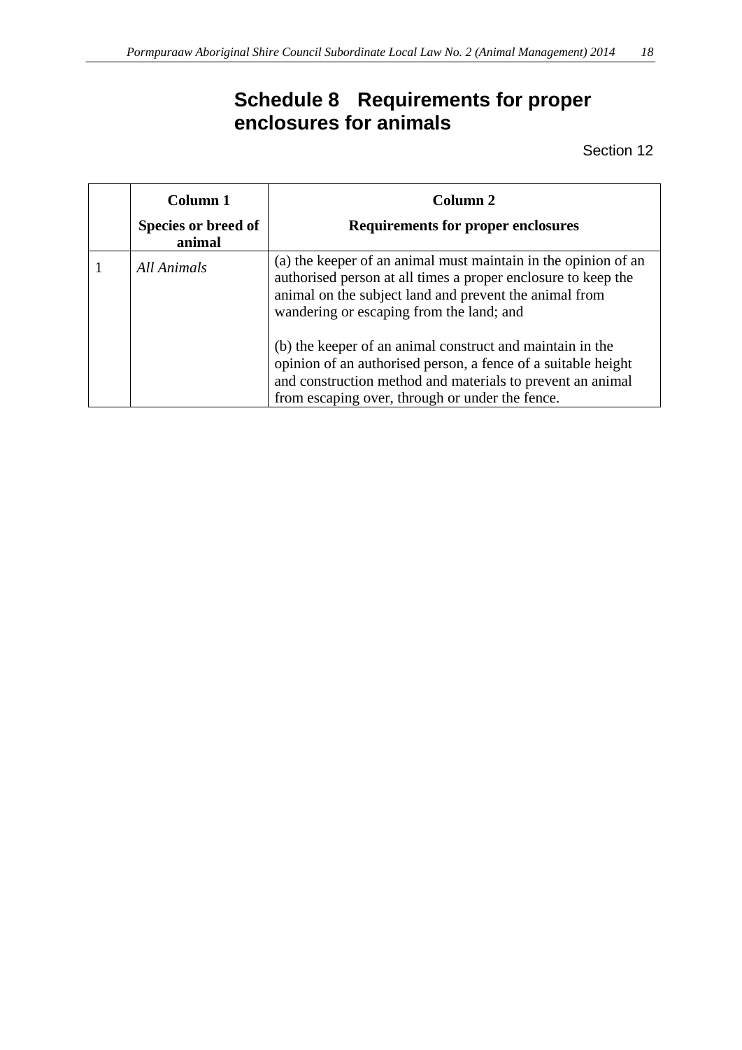# Schedule 8 Requirements for proper enclosures for animals

Section 12

| | Column 1<br>**Species or breed of animal** | Column 2<br>**Requirements for proper enclosures** |
|---|---|---|
| 1 | *All Animals* | (a) the keeper of an animal must maintain in the opinion of an authorised person at all times a proper enclosure to keep the animal on the subject land and prevent the animal from wandering or escaping from the land; and<br><br>(b) the keeper of an animal construct and maintain in the opinion of an authorised person, a fence of a suitable height and construction method and materials to prevent an animal from escaping over, through or under the fence. |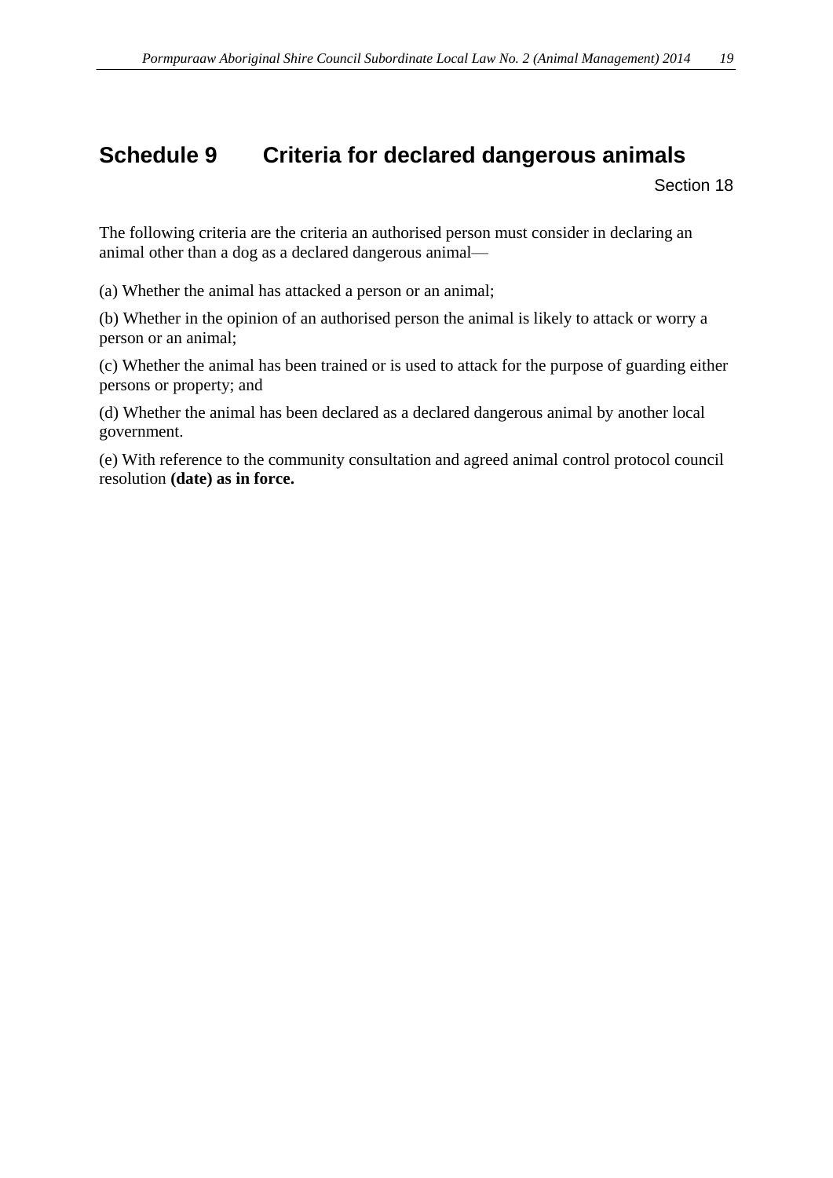# Schedule 9 Criteria for declared dangerous animals

Section 18

The following criteria are the criteria an authorised person must consider in declaring an animal other than a dog as a declared dangerous animal—

(a) Whether the animal has attacked a person or an animal;

(b) Whether in the opinion of an authorised person the animal is likely to attack or worry a person or an animal;

(c) Whether the animal has been trained or is used to attack for the purpose of guarding either persons or property; and

(d) Whether the animal has been declared as a declared dangerous animal by another local government.

(e) With reference to the community consultation and agreed animal control protocol council resolution **(date) as in force.**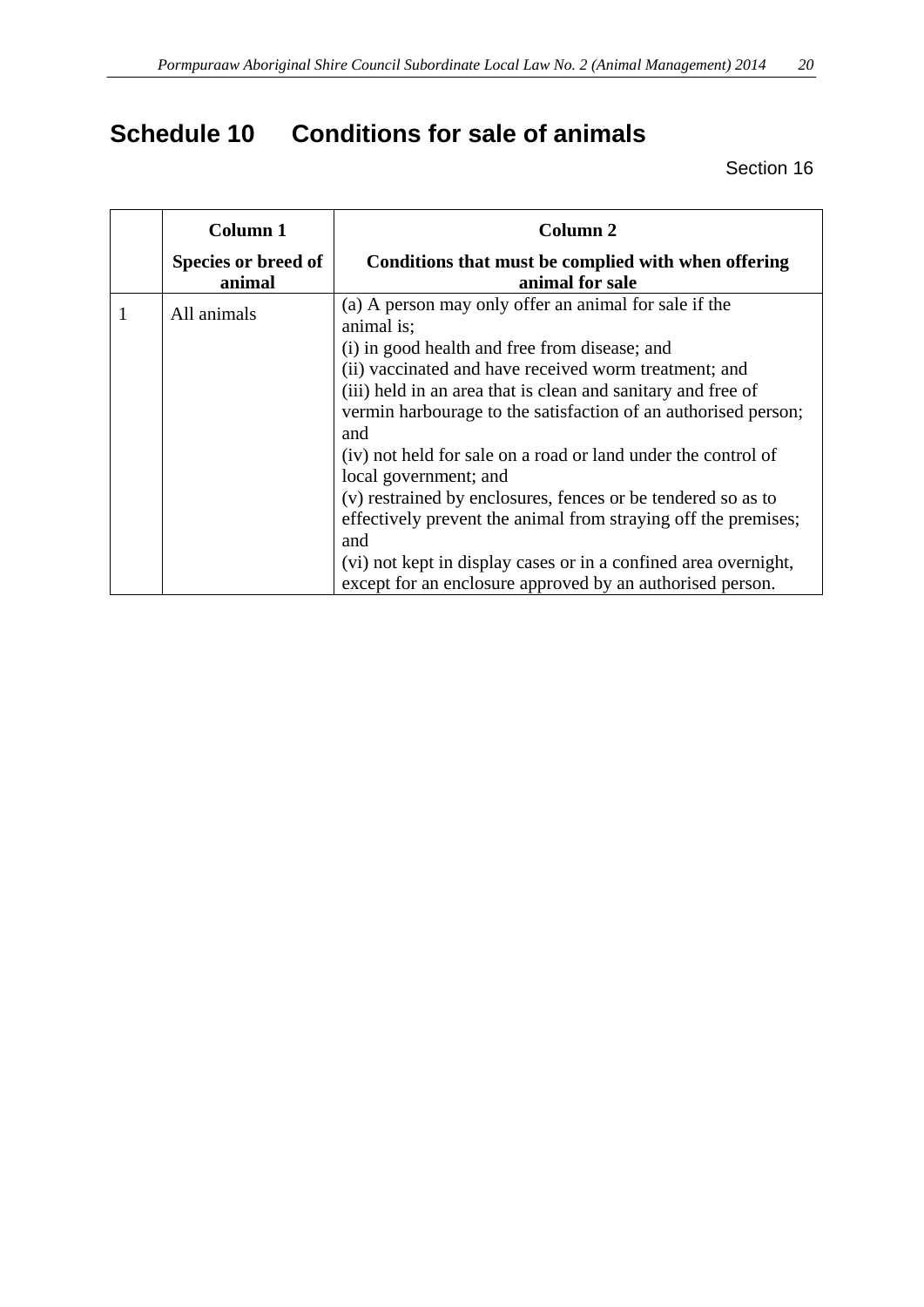# Schedule 10 Conditions for sale of animals

Section 16

| | Column 1<br>Species or breed of animal | Column 2<br>Conditions that must be complied with when offering animal for sale |
|---|---|---|
| 1 | All animals | (a) A person may only offer an animal for sale if the animal is;<br>(i) in good health and free from disease; and<br>(ii) vaccinated and have received worm treatment; and<br>(iii) held in an area that is clean and sanitary and free of vermin harbourage to the satisfaction of an authorised person; and<br>(iv) not held for sale on a road or land under the control of local government; and<br>(v) restrained by enclosures, fences or be tendered so as to effectively prevent the animal from straying off the premises; and<br>(vi) not kept in display cases or in a confined area overnight, except for an enclosure approved by an authorised person. |